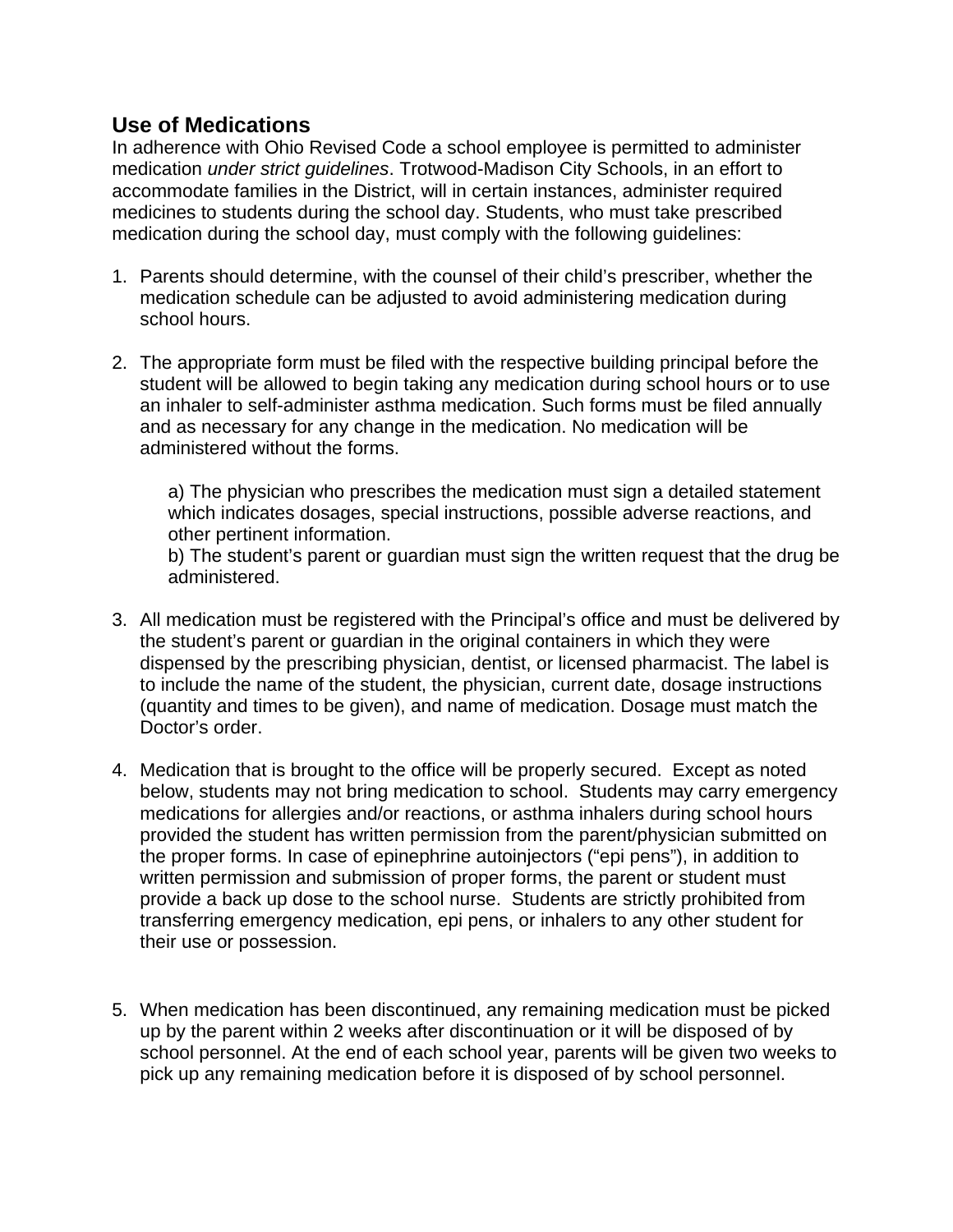## Use of Medications

In adherence with Ohio Revised Code a school employee is permitted to administer medication *under strict guidelines*. Trotwood-Madison City Schools, in an effort to accommodate families in the District, will in certain instances, administer required medicines to students during the school day. Students, who must take prescribed medication during the school day, must comply with the following guidelines:

1. Parents should determine, with the counsel of their child's prescriber, whether the medication schedule can be adjusted to avoid administering medication during school hours.

2. The appropriate form must be filed with the respective building principal before the student will be allowed to begin taking any medication during school hours or to use an inhaler to self-administer asthma medication. Such forms must be filed annually and as necessary for any change in the medication. No medication will be administered without the forms.

   a) The physician who prescribes the medication must sign a detailed statement which indicates dosages, special instructions, possible adverse reactions, and other pertinent information.
   b) The student's parent or guardian must sign the written request that the drug be administered.

3. All medication must be registered with the Principal's office and must be delivered by the student's parent or guardian in the original containers in which they were dispensed by the prescribing physician, dentist, or licensed pharmacist. The label is to include the name of the student, the physician, current date, dosage instructions (quantity and times to be given), and name of medication. Dosage must match the Doctor's order.

4. Medication that is brought to the office will be properly secured. Except as noted below, students may not bring medication to school. Students may carry emergency medications for allergies and/or reactions, or asthma inhalers during school hours provided the student has written permission from the parent/physician submitted on the proper forms. In case of epinephrine autoinjectors ("epi pens"), in addition to written permission and submission of proper forms, the parent or student must provide a back up dose to the school nurse. Students are strictly prohibited from transferring emergency medication, epi pens, or inhalers to any other student for their use or possession.

5. When medication has been discontinued, any remaining medication must be picked up by the parent within 2 weeks after discontinuation or it will be disposed of by school personnel. At the end of each school year, parents will be given two weeks to pick up any remaining medication before it is disposed of by school personnel.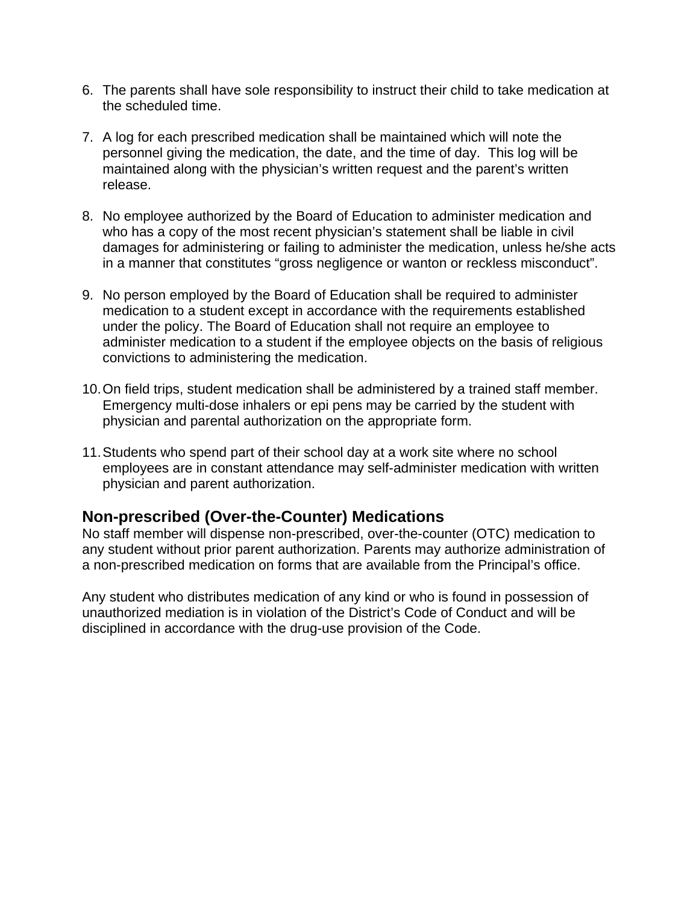6. The parents shall have sole responsibility to instruct their child to take medication at the scheduled time.

7. A log for each prescribed medication shall be maintained which will note the personnel giving the medication, the date, and the time of day. This log will be maintained along with the physician's written request and the parent's written release.

8. No employee authorized by the Board of Education to administer medication and who has a copy of the most recent physician's statement shall be liable in civil damages for administering or failing to administer the medication, unless he/she acts in a manner that constitutes "gross negligence or wanton or reckless misconduct".

9. No person employed by the Board of Education shall be required to administer medication to a student except in accordance with the requirements established under the policy. The Board of Education shall not require an employee to administer medication to a student if the employee objects on the basis of religious convictions to administering the medication.

10. On field trips, student medication shall be administered by a trained staff member. Emergency multi-dose inhalers or epi pens may be carried by the student with physician and parental authorization on the appropriate form.

11. Students who spend part of their school day at a work site where no school employees are in constant attendance may self-administer medication with written physician and parent authorization.

## Non-prescribed (Over-the-Counter) Medications

No staff member will dispense non-prescribed, over-the-counter (OTC) medication to any student without prior parent authorization. Parents may authorize administration of a non-prescribed medication on forms that are available from the Principal's office.

Any student who distributes medication of any kind or who is found in possession of unauthorized mediation is in violation of the District's Code of Conduct and will be disciplined in accordance with the drug-use provision of the Code.